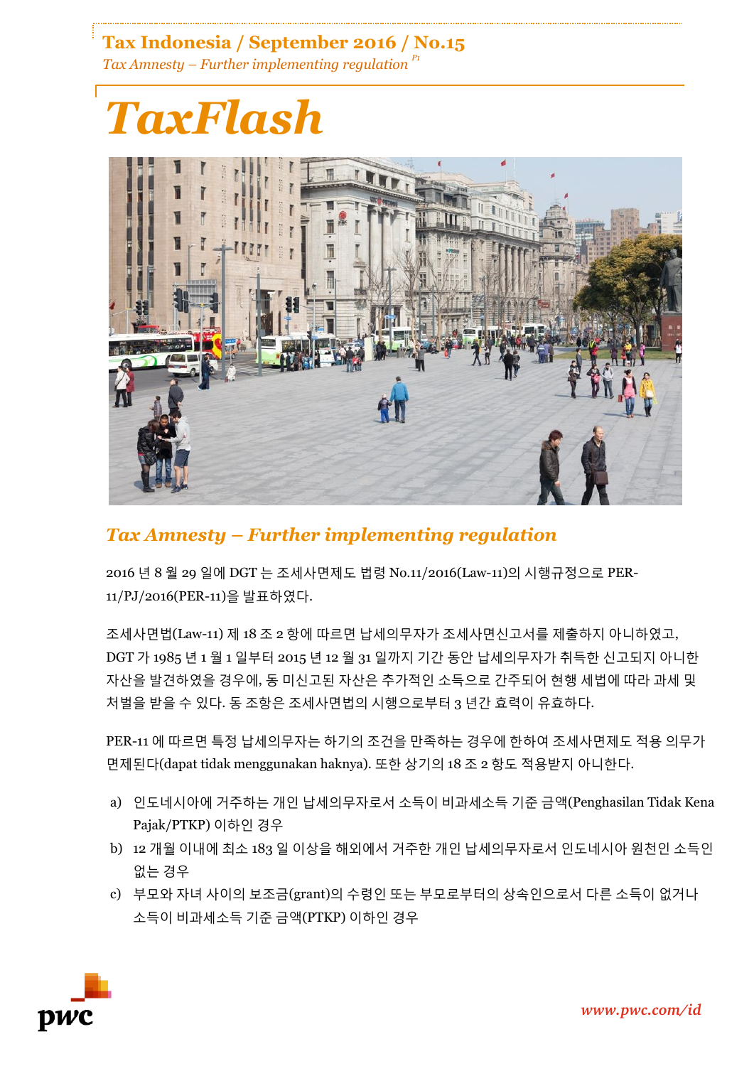# TaxFlash

## Tax Amnesty – Further implementing regulation

2016 년 8 월 29 일에 DGT 는 조세사면제도 법령 No.11/2016(Law-11)의 시행규정으로 PER-11/PJ/2016(PER-11)을 발표하였다.

조세사면법(Law-11) 제 18 조 2 항에 따르면 납세의무자가 조세사면신고서를 제출하지 아니하였고, DGT 가 1985 년 1 월 1 일부터 2015 년 12 월 31 일까지 기간 동안 납세의무자가 취득한 신고되지 아니한 자산을 발견하였을 경우에, 동 미신고된 자산은 추가적인 소득으로 간주되어 현행 세법에 따라 과세 및 처벌을 받을 수 있다. 동 조항은 조세사면법의 시행으로부터 3 년간 효력이 유효하다.

PER-11 에 따르면 특정 납세의무자는 하기의 조건을 만족하는 경우에 한하여 조세사면제도 적용 의무가 면제된다(dapat tidak menggunakan haknya). 또한 상기의 18 조 2 항도 적용받지 아니한다.

a) 인도네시아에 거주하는 개인 납세의무자로서 소득이 비과세소득 기준 금액(Penghasilan Tidak Kena Pajak/PTKP) 이하인 경우
b) 12 개월 이내에 최소 183 일 이상을 해외에서 거주한 개인 납세의무자로서 인도네시아 원천인 소득인 없는 경우
c) 부모와 자녀 사이의 보조금(grant)의 수령인 또는 부모로부터의 상속인으로서 다른 소득이 없거나 소득이 비과세소득 기준 금액(PTKP) 이하인 경우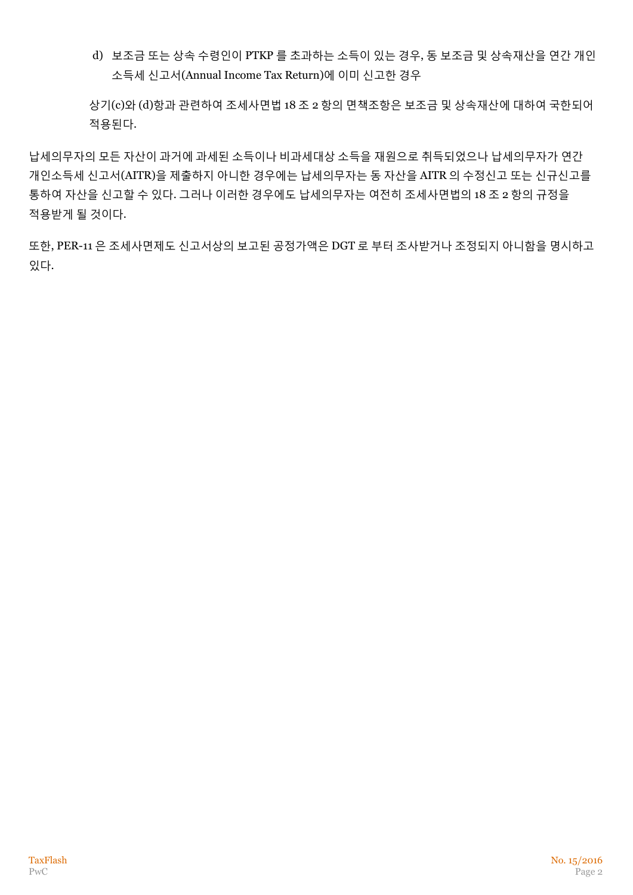d) 보조금 또는 상속 수령인이 PTKP 를 초과하는 소득이 있는 경우, 동 보조금 및 상속재산을 연간 개인 소득세 신고서(Annual Income Tax Return)에 이미 신고한 경우

상기(c)와 (d)항과 관련하여 조세사면법 18 조 2 항의 면책조항은 보조금 및 상속재산에 대하여 국한되어 적용된다.

납세의무자의 모든 자산이 과거에 과세된 소득이나 비과세대상 소득을 재원으로 취득되었으나 납세의무자가 연간 개인소득세 신고서(AITR)을 제출하지 아니한 경우에는 납세의무자는 동 자산을 AITR 의 수정신고 또는 신규신고를 통하여 자산을 신고할 수 있다. 그러나 이러한 경우에도 납세의무자는 여전히 조세사면법의 18 조 2 항의 규정을 적용받게 될 것이다.

또한, PER-11 은 조세사면제도 신고서상의 보고된 공정가액은 DGT 로 부터 조사받거나 조정되지 아니함을 명시하고 있다.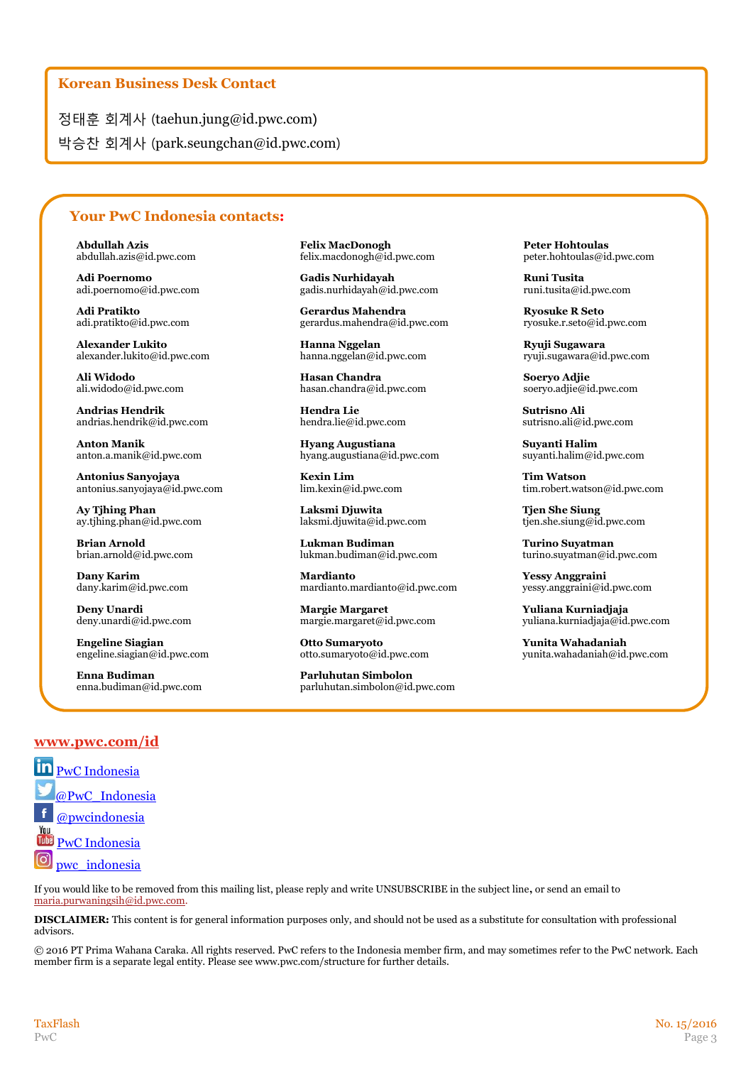## Korean Business Desk Contact

정태훈 회계사 (taehun.jung@id.pwc.com)

박승찬 회계사 (park.seungchan@id.pwc.com)

## Your PwC Indonesia contacts:

**Abdullah Azis**
abdullah.azis@id.pwc.com

**Adi Poernomo**
adi.poernomo@id.pwc.com

**Adi Pratikto**
adi.pratikto@id.pwc.com

**Alexander Lukito**
alexander.lukito@id.pwc.com

**Ali Widodo**
ali.widodo@id.pwc.com

**Andrias Hendrik**
andrias.hendrik@id.pwc.com

**Anton Manik**
anton.a.manik@id.pwc.com

**Antonius Sanyojaya**
antonius.sanyojaya@id.pwc.com

**Ay Tjhing Phan**
ay.tjhing.phan@id.pwc.com

**Brian Arnold**
brian.arnold@id.pwc.com

**Dany Karim**
dany.karim@id.pwc.com

**Deny Unardi**
deny.unardi@id.pwc.com

**Engeline Siagian**
engeline.siagian@id.pwc.com

**Enna Budiman**
enna.budiman@id.pwc.com

**Felix MacDonogh**
felix.macdonogh@id.pwc.com

**Gadis Nurhidayah**
gadis.nurhidayah@id.pwc.com

**Gerardus Mahendra**
gerardus.mahendra@id.pwc.com

**Hanna Nggelan**
hanna.nggelan@id.pwc.com

**Hasan Chandra**
hasan.chandra@id.pwc.com

**Hendra Lie**
hendra.lie@id.pwc.com

**Hyang Augustiana**
hyang.augustiana@id.pwc.com

**Kexin Lim**
lim.kexin@id.pwc.com

**Laksmi Djuwita**
laksmi.djuwita@id.pwc.com

**Lukman Budiman**
lukman.budiman@id.pwc.com

**Mardianto**
mardianto.mardianto@id.pwc.com

**Margie Margaret**
margie.margaret@id.pwc.com

**Otto Sumaryoto**
otto.sumaryoto@id.pwc.com

**Parluhutan Simbolon**
parluhutan.simbolon@id.pwc.com

**Peter Hohtoulas**
peter.hohtoulas@id.pwc.com

**Runi Tusita**
runi.tusita@id.pwc.com

**Ryosuke R Seto**
ryosuke.r.seto@id.pwc.com

**Ryuji Sugawara**
ryuji.sugawara@id.pwc.com

**Soeryo Adjie**
soeryo.adjie@id.pwc.com

**Sutrisno Ali**
sutrisno.ali@id.pwc.com

**Suyanti Halim**
suyanti.halim@id.pwc.com

**Tim Watson**
tim.robert.watson@id.pwc.com

**Tjen She Siung**
tjen.she.siung@id.pwc.com

**Turino Suyatman**
turino.suyatman@id.pwc.com

**Yessy Anggraini**
yessy.anggraini@id.pwc.com

**Yuliana Kurniadjaja**
yuliana.kurniadjaja@id.pwc.com

**Yunita Wahadaniah**
yunita.wahadaniah@id.pwc.com

**www.pwc.com/id**

PwC Indonesia

@PwC_Indonesia

@pwcindonesia

PwC Indonesia

pwc_indonesia

If you would like to be removed from this mailing list, please reply and write UNSUBSCRIBE in the subject line, or send an email to maria.purwaningsih@id.pwc.com.

**DISCLAIMER:** This content is for general information purposes only, and should not be used as a substitute for consultation with professional advisors.

© 2016 PT Prima Wahana Caraka. All rights reserved. PwC refers to the Indonesia member firm, and may sometimes refer to the PwC network. Each member firm is a separate legal entity. Please see www.pwc.com/structure for further details.